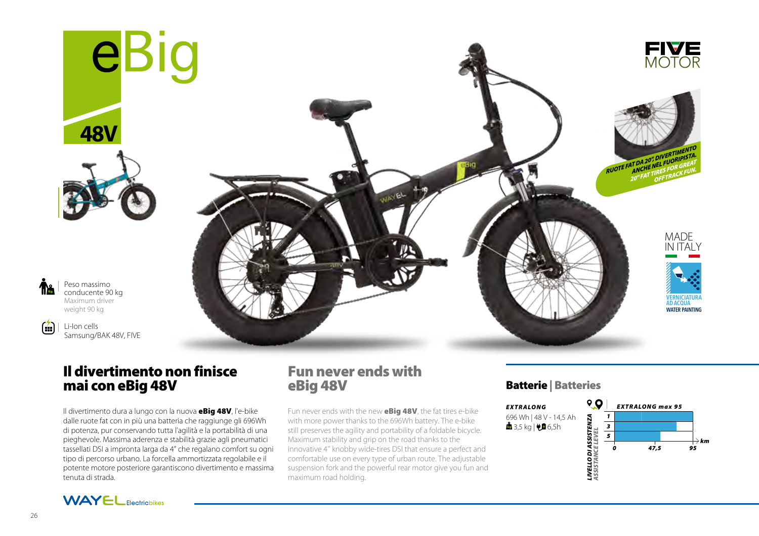# eBig

## 48V

**FIVE MOTOR**

RUOTE FAT DA 20", DIVERTIMENTO ANCHE NEL FUORIPISTA.
20" FAT TIRES FOR GREAT OFFTRACK FUN.

MADE IN ITALY

VERNICIATURA AD ACQUA
WATER PAINTING

Peso massimo conducente 90 kg
Maximum driver weight 90 kg

Li-Ion cells
Samsung/BAK 48V, FIVE

## Il divertimento non finisce mai con eBig 48V

Il divertimento dura a lungo con la nuova **eBig 48V**, l'e-bike dalle ruote fat con in più una batteria che raggiunge gli 696Wh di potenza, pur conservando tutta l'agilità e la portabilità di una pieghevole. Massima aderenza e stabilità grazie agli pneumatici tassellati DSI a impronta larga da 4" che regalano comfort su ogni tipo di percorso urbano. La forcella ammortizzata regolabile e il potente motore posteriore garantiscono divertimento e massima tenuta di strada.

## Fun never ends with eBig 48V

Fun never ends with the new **eBig 48V**, the fat tires e-bike with more power thanks to the 696Wh battery. The e-bike still preserves the agility and portability of a foldable bicycle. Maximum stability and grip on the road thanks to the innovative 4" knobby wide-tires DSI that ensure a perfect and comfortable use on every type of urban route. The adjustable suspension fork and the powerful rear motor give you fun and maximum road holding.

## Batterie | Batteries

***EXTRALONG***

696 Wh | 48 V - 14,5 Ah
3,5 kg | 6,5h

***EXTRALONG max 95***

| Livello di assistenza / Assistance level | km |
|---|---|
| 1 | 95 |
| 3 | ~ |
| 5 | ~ |

Scale: 0 – 47,5 – 95 km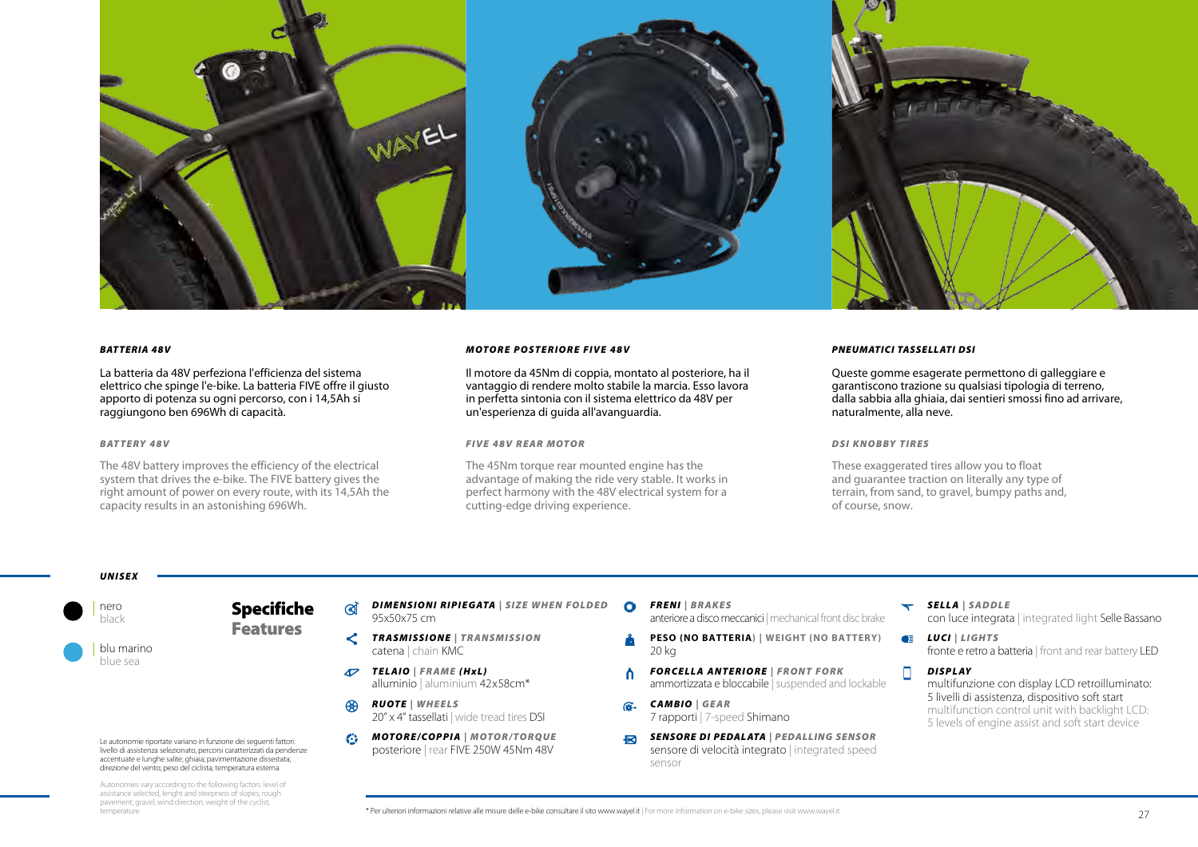### BATTERIA 48V

La batteria da 48V perfeziona l'efficienza del sistema elettrico che spinge l'e-bike. La batteria FIVE offre il giusto apporto di potenza su ogni percorso, con i 14,5Ah si raggiungono ben 696Wh di capacità.

### BATTERY 48V

The 48V battery improves the efficiency of the electrical system that drives the e-bike. The FIVE battery gives the right amount of power on every route, with its 14,5Ah the capacity results in an astonishing 696Wh.

### MOTORE POSTERIORE FIVE 48V

Il motore da 45Nm di coppia, montato al posteriore, ha il vantaggio di rendere molto stabile la marcia. Esso lavora in perfetta sintonia con il sistema elettrico da 48V per un'esperienza di guida all'avanguardia.

### FIVE 48V REAR MOTOR

The 45Nm torque rear mounted engine has the advantage of making the ride very stable. It works in perfect harmony with the 48V electrical system for a cutting-edge driving experience.

### PNEUMATICI TASSELLATI DSI

Queste gomme esagerate permettono di galleggiare e garantiscono trazione su qualsiasi tipologia di terreno, dalla sabbia alla ghiaia, dai sentieri smossi fino ad arrivare, naturalmente, alla neve.

### DSI KNOBBY TIRES

These exaggerated tires allow you to float and guarantee traction on literally any type of terrain, from sand, to gravel, bumpy paths and, of course, snow.

### UNISEX

- nero | black
- blu marino | blue sea

## Specifiche
## Features

**DIMENSIONI RIPIEGATA | SIZE WHEN FOLDED**
95x50x75 cm

**TRASMISSIONE | TRANSMISSION**
catena | chain KMC

**TELAIO | FRAME (HxL)**
alluminio | aluminium 42x58cm*

**RUOTE | WHEELS**
20" x 4" tassellati | wide tread tires DSI

**MOTORE/COPPIA | MOTOR/TORQUE**
posteriore | rear FIVE 250W 45Nm 48V

**FRENI | BRAKES**
anteriore a disco meccanici | mechanical front disc brake

**PESO (NO BATTERIA) | WEIGHT (NO BATTERY)**
20 kg

**FORCELLA ANTERIORE | FRONT FORK**
ammortizzata e bloccabile | suspended and lockable

**CAMBIO | GEAR**
7 rapporti | 7-speed Shimano

**SENSORE DI PEDALATA | PEDALLING SENSOR**
sensore di velocità integrato | integrated speed sensor

**SELLA | SADDLE**
con luce integrata | integrated light Selle Bassano

**LUCI | LIGHTS**
fronte e retro a batteria | front and rear battery LED

**DISPLAY**
multifunzione con display LCD retroilluminato: 5 livelli di assistenza, dispositivo soft start
multifunction control unit with backlight LCD: 5 levels of engine assist and soft start device

Le autonomie riportate variano in funzione dei seguenti fattori: livello di assistenza selezionato, percorsi caratterizzati da pendenze accentuate e lunghe salite; ghiaia; pavimentazione dissestata; direzione del vento; peso del ciclista; temperatura esterna.

Autonomies vary according to the following factors: level of assistance selected, lenght and steepness of slopes; rough pavement; gravel; wind direction; weight of the cyclist; temperature.

* Per ulteriori informazioni relative alle misure delle e-bike consultare il sito www.wayel.it | For more information on e-bike sizes, please visit www.wayel.it